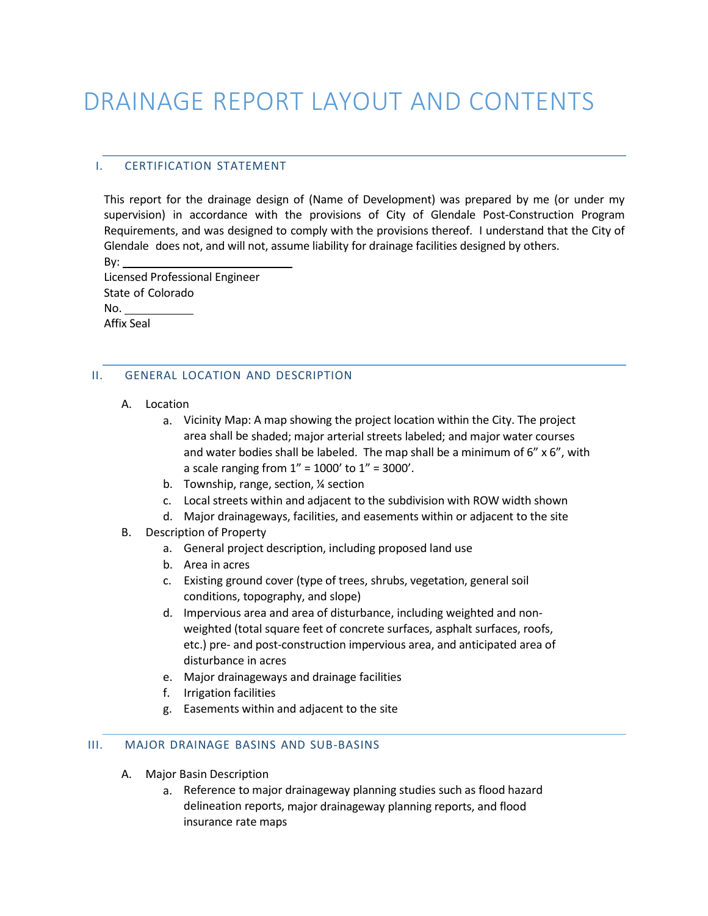# DRAINAGE REPORT LAYOUT AND CONTENTS

## I. CERTIFICATION STATEMENT

This report for the drainage design of (Name of Development) was prepared by me (or under my supervision) in accordance with the provisions of City of Glendale Post-Construction Program Requirements, and was designed to comply with the provisions thereof. I understand that the City of Glendale does not, and will not, assume liability for drainage facilities designed by others.

By: ______________________________

Licensed Professional Engineer

State of Colorado

No. ____________

Affix Seal

## II. GENERAL LOCATION AND DESCRIPTION

A. Location
  a. Vicinity Map: A map showing the project location within the City. The project area shall be shaded; major arterial streets labeled; and major water courses and water bodies shall be labeled. The map shall be a minimum of 6" x 6", with a scale ranging from 1" = 1000' to 1" = 3000'.
  b. Township, range, section, ¼ section
  c. Local streets within and adjacent to the subdivision with ROW width shown
  d. Major drainageways, facilities, and easements within or adjacent to the site

B. Description of Property
  a. General project description, including proposed land use
  b. Area in acres
  c. Existing ground cover (type of trees, shrubs, vegetation, general soil conditions, topography, and slope)
  d. Impervious area and area of disturbance, including weighted and non-weighted (total square feet of concrete surfaces, asphalt surfaces, roofs, etc.) pre- and post-construction impervious area, and anticipated area of disturbance in acres
  e. Major drainageways and drainage facilities
  f. Irrigation facilities
  g. Easements within and adjacent to the site

## III. MAJOR DRAINAGE BASINS AND SUB-BASINS

A. Major Basin Description
  a. Reference to major drainageway planning studies such as flood hazard delineation reports, major drainageway planning reports, and flood insurance rate maps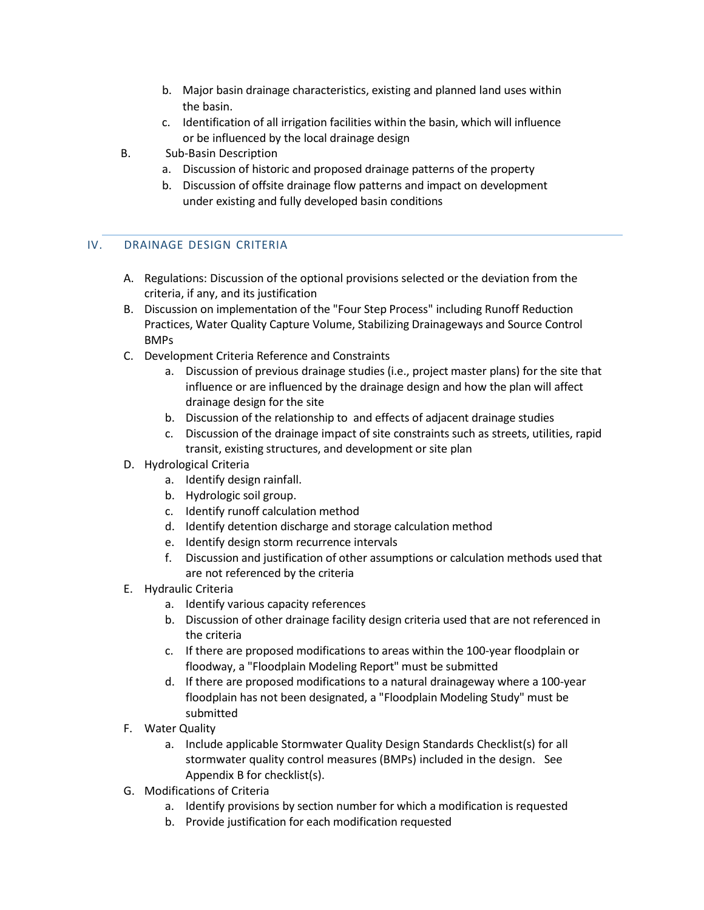b. Major basin drainage characteristics, existing and planned land uses within the basin.
   c. Identification of all irrigation facilities within the basin, which will influence or be influenced by the local drainage design

B. Sub-Basin Description
   a. Discussion of historic and proposed drainage patterns of the property
   b. Discussion of offsite drainage flow patterns and impact on development under existing and fully developed basin conditions

## IV. DRAINAGE DESIGN CRITERIA

A. Regulations: Discussion of the optional provisions selected or the deviation from the criteria, if any, and its justification

B. Discussion on implementation of the "Four Step Process" including Runoff Reduction Practices, Water Quality Capture Volume, Stabilizing Drainageways and Source Control BMPs

C. Development Criteria Reference and Constraints
   a. Discussion of previous drainage studies (i.e., project master plans) for the site that influence or are influenced by the drainage design and how the plan will affect drainage design for the site
   b. Discussion of the relationship to and effects of adjacent drainage studies
   c. Discussion of the drainage impact of site constraints such as streets, utilities, rapid transit, existing structures, and development or site plan

D. Hydrological Criteria
   a. Identify design rainfall.
   b. Hydrologic soil group.
   c. Identify runoff calculation method
   d. Identify detention discharge and storage calculation method
   e. Identify design storm recurrence intervals
   f. Discussion and justification of other assumptions or calculation methods used that are not referenced by the criteria

E. Hydraulic Criteria
   a. Identify various capacity references
   b. Discussion of other drainage facility design criteria used that are not referenced in the criteria
   c. If there are proposed modifications to areas within the 100-year floodplain or floodway, a "Floodplain Modeling Report" must be submitted
   d. If there are proposed modifications to a natural drainageway where a 100-year floodplain has not been designated, a "Floodplain Modeling Study" must be submitted

F. Water Quality
   a. Include applicable Stormwater Quality Design Standards Checklist(s) for all stormwater quality control measures (BMPs) included in the design. See Appendix B for checklist(s).

G. Modifications of Criteria
   a. Identify provisions by section number for which a modification is requested
   b. Provide justification for each modification requested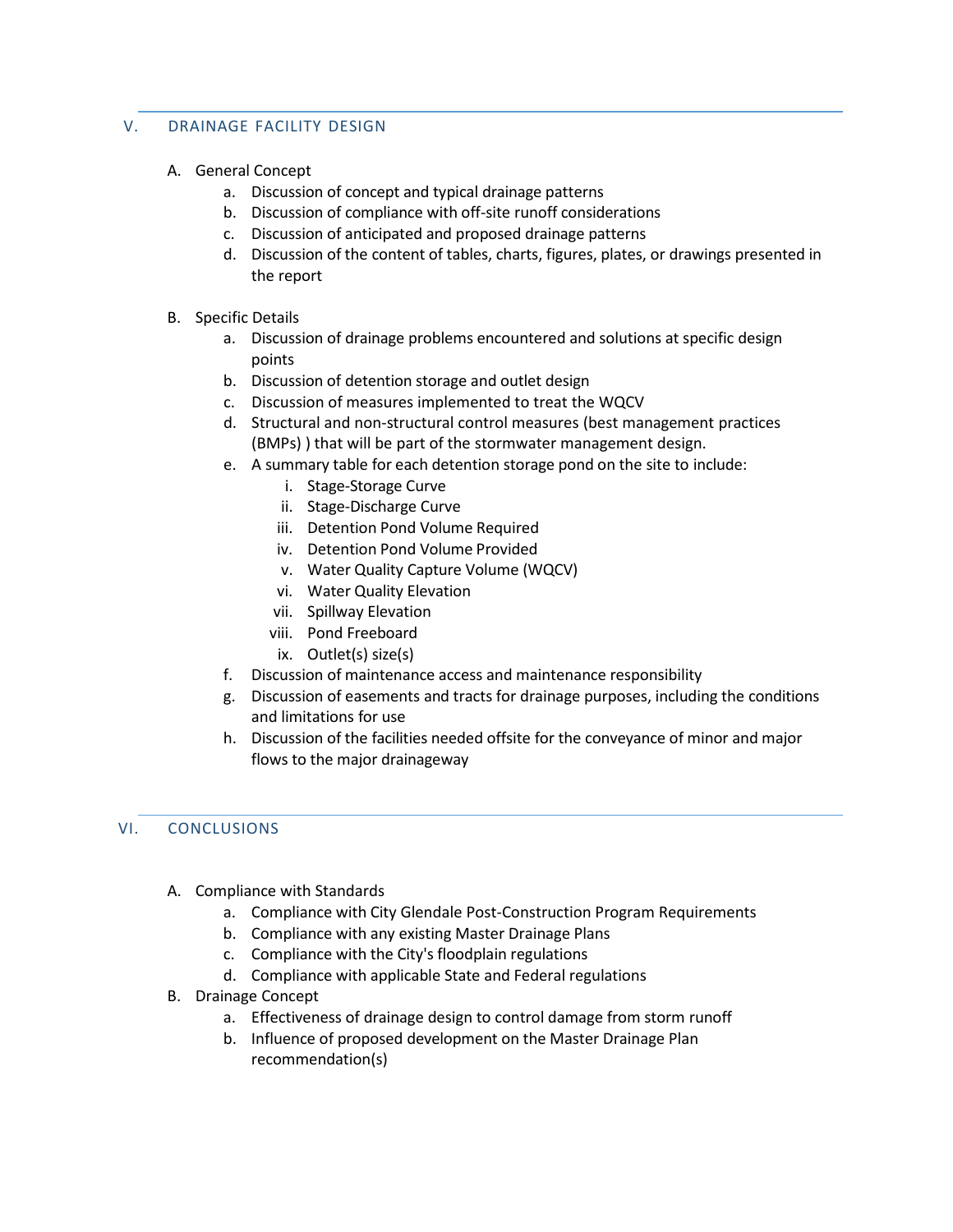## V. DRAINAGE FACILITY DESIGN

A. General Concept

   a. Discussion of concept and typical drainage patterns
   b. Discussion of compliance with off-site runoff considerations
   c. Discussion of anticipated and proposed drainage patterns
   d. Discussion of the content of tables, charts, figures, plates, or drawings presented in the report

B. Specific Details

   a. Discussion of drainage problems encountered and solutions at specific design points
   b. Discussion of detention storage and outlet design
   c. Discussion of measures implemented to treat the WQCV
   d. Structural and non-structural control measures (best management practices (BMPs) ) that will be part of the stormwater management design.
   e. A summary table for each detention storage pond on the site to include:
      i. Stage-Storage Curve
      ii. Stage-Discharge Curve
      iii. Detention Pond Volume Required
      iv. Detention Pond Volume Provided
      v. Water Quality Capture Volume (WQCV)
      vi. Water Quality Elevation
      vii. Spillway Elevation
      viii. Pond Freeboard
      ix. Outlet(s) size(s)
   f. Discussion of maintenance access and maintenance responsibility
   g. Discussion of easements and tracts for drainage purposes, including the conditions and limitations for use
   h. Discussion of the facilities needed offsite for the conveyance of minor and major flows to the major drainageway

## VI. CONCLUSIONS

A. Compliance with Standards

   a. Compliance with City Glendale Post-Construction Program Requirements
   b. Compliance with any existing Master Drainage Plans
   c. Compliance with the City's floodplain regulations
   d. Compliance with applicable State and Federal regulations

B. Drainage Concept

   a. Effectiveness of drainage design to control damage from storm runoff
   b. Influence of proposed development on the Master Drainage Plan recommendation(s)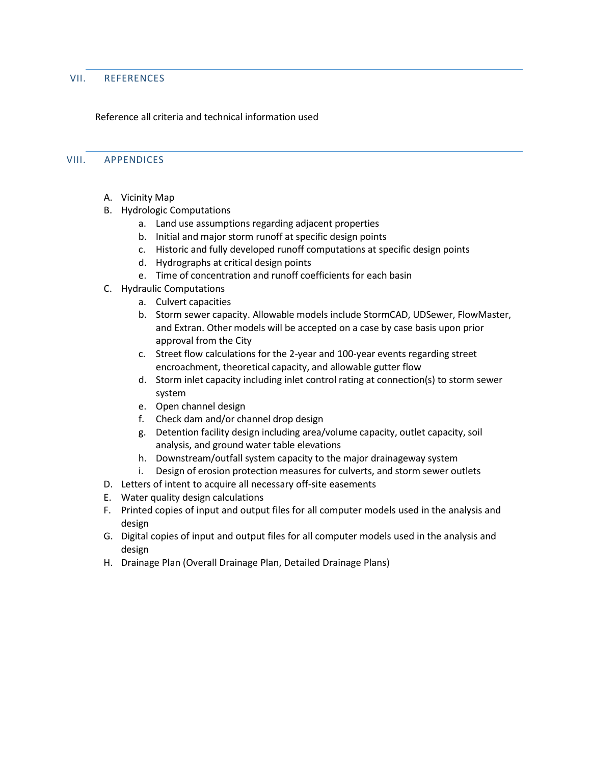## VII. REFERENCES

Reference all criteria and technical information used

## VIII. APPENDICES

A. Vicinity Map
B. Hydrologic Computations
    a. Land use assumptions regarding adjacent properties
    b. Initial and major storm runoff at specific design points
    c. Historic and fully developed runoff computations at specific design points
    d. Hydrographs at critical design points
    e. Time of concentration and runoff coefficients for each basin
C. Hydraulic Computations
    a. Culvert capacities
    b. Storm sewer capacity. Allowable models include StormCAD, UDSewer, FlowMaster, and Extran. Other models will be accepted on a case by case basis upon prior approval from the City
    c. Street flow calculations for the 2-year and 100-year events regarding street encroachment, theoretical capacity, and allowable gutter flow
    d. Storm inlet capacity including inlet control rating at connection(s) to storm sewer system
    e. Open channel design
    f. Check dam and/or channel drop design
    g. Detention facility design including area/volume capacity, outlet capacity, soil analysis, and ground water table elevations
    h. Downstream/outfall system capacity to the major drainageway system
    i. Design of erosion protection measures for culverts, and storm sewer outlets
D. Letters of intent to acquire all necessary off-site easements
E. Water quality design calculations
F. Printed copies of input and output files for all computer models used in the analysis and design
G. Digital copies of input and output files for all computer models used in the analysis and design
H. Drainage Plan (Overall Drainage Plan, Detailed Drainage Plans)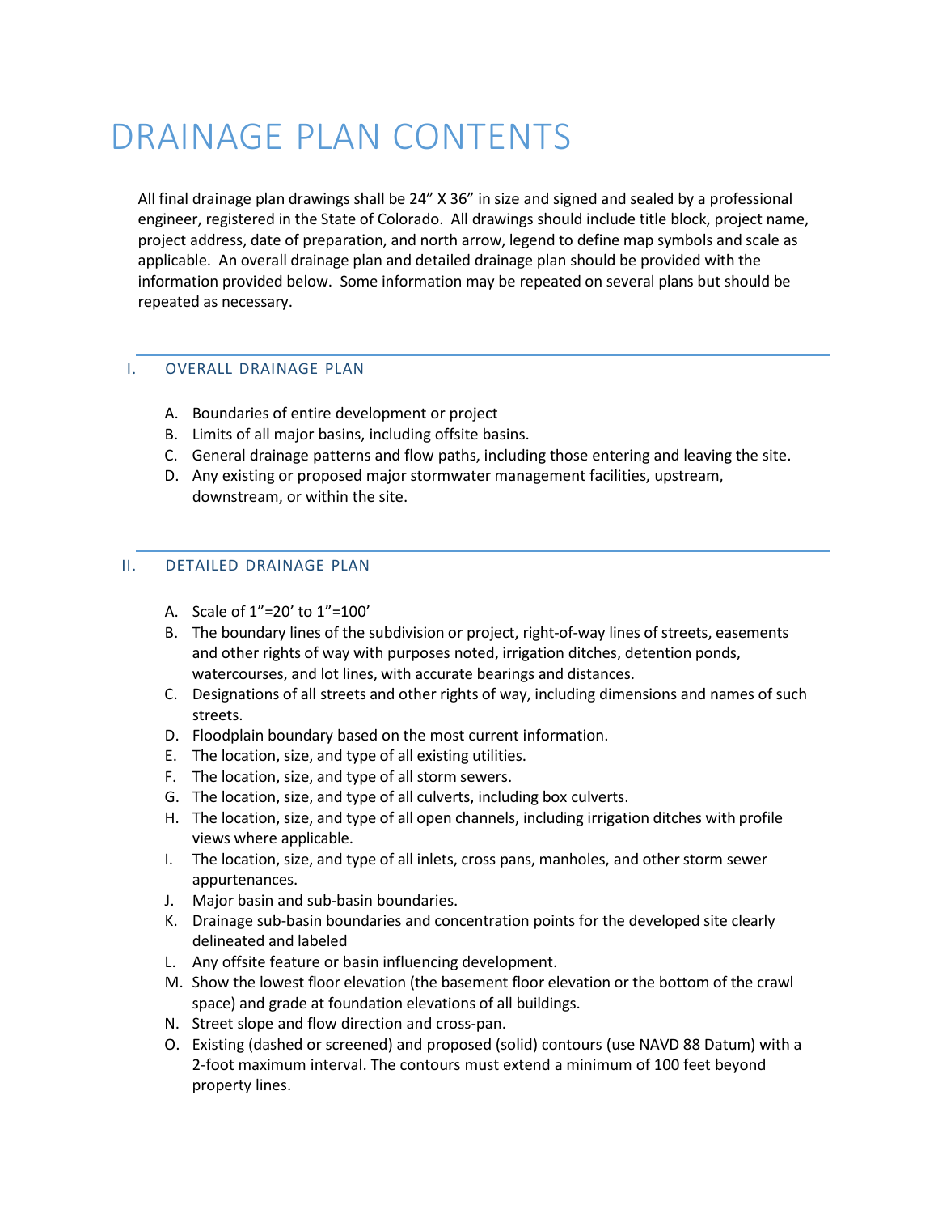# DRAINAGE PLAN CONTENTS

All final drainage plan drawings shall be 24" X 36" in size and signed and sealed by a professional engineer, registered in the State of Colorado. All drawings should include title block, project name, project address, date of preparation, and north arrow, legend to define map symbols and scale as applicable. An overall drainage plan and detailed drainage plan should be provided with the information provided below. Some information may be repeated on several plans but should be repeated as necessary.

## I. OVERALL DRAINAGE PLAN

A. Boundaries of entire development or project
B. Limits of all major basins, including offsite basins.
C. General drainage patterns and flow paths, including those entering and leaving the site.
D. Any existing or proposed major stormwater management facilities, upstream, downstream, or within the site.

## II. DETAILED DRAINAGE PLAN

A. Scale of 1"=20' to 1"=100'
B. The boundary lines of the subdivision or project, right-of-way lines of streets, easements and other rights of way with purposes noted, irrigation ditches, detention ponds, watercourses, and lot lines, with accurate bearings and distances.
C. Designations of all streets and other rights of way, including dimensions and names of such streets.
D. Floodplain boundary based on the most current information.
E. The location, size, and type of all existing utilities.
F. The location, size, and type of all storm sewers.
G. The location, size, and type of all culverts, including box culverts.
H. The location, size, and type of all open channels, including irrigation ditches with profile views where applicable.
I. The location, size, and type of all inlets, cross pans, manholes, and other storm sewer appurtenances.
J. Major basin and sub-basin boundaries.
K. Drainage sub-basin boundaries and concentration points for the developed site clearly delineated and labeled
L. Any offsite feature or basin influencing development.
M. Show the lowest floor elevation (the basement floor elevation or the bottom of the crawl space) and grade at foundation elevations of all buildings.
N. Street slope and flow direction and cross-pan.
O. Existing (dashed or screened) and proposed (solid) contours (use NAVD 88 Datum) with a 2-foot maximum interval. The contours must extend a minimum of 100 feet beyond property lines.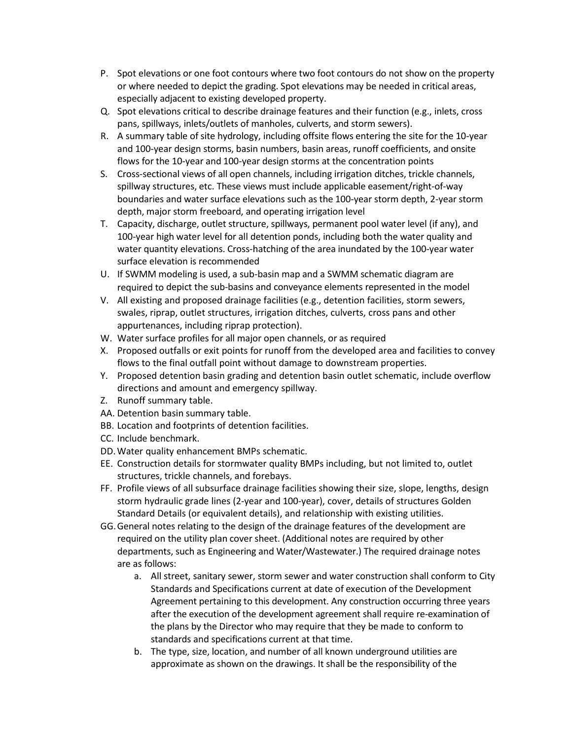P. Spot elevations or one foot contours where two foot contours do not show on the property or where needed to depict the grading. Spot elevations may be needed in critical areas, especially adjacent to existing developed property.

Q. Spot elevations critical to describe drainage features and their function (e.g., inlets, cross pans, spillways, inlets/outlets of manholes, culverts, and storm sewers).

R. A summary table of site hydrology, including offsite flows entering the site for the 10-year and 100-year design storms, basin numbers, basin areas, runoff coefficients, and onsite flows for the 10-year and 100-year design storms at the concentration points

S. Cross-sectional views of all open channels, including irrigation ditches, trickle channels, spillway structures, etc. These views must include applicable easement/right-of-way boundaries and water surface elevations such as the 100-year storm depth, 2-year storm depth, major storm freeboard, and operating irrigation level

T. Capacity, discharge, outlet structure, spillways, permanent pool water level (if any), and 100-year high water level for all detention ponds, including both the water quality and water quantity elevations. Cross-hatching of the area inundated by the 100-year water surface elevation is recommended

U. If SWMM modeling is used, a sub-basin map and a SWMM schematic diagram are required to depict the sub-basins and conveyance elements represented in the model

V. All existing and proposed drainage facilities (e.g., detention facilities, storm sewers, swales, riprap, outlet structures, irrigation ditches, culverts, cross pans and other appurtenances, including riprap protection).

W. Water surface profiles for all major open channels, or as required

X. Proposed outfalls or exit points for runoff from the developed area and facilities to convey flows to the final outfall point without damage to downstream properties.

Y. Proposed detention basin grading and detention basin outlet schematic, include overflow directions and amount and emergency spillway.

Z. Runoff summary table.

AA. Detention basin summary table.

BB. Location and footprints of detention facilities.

CC. Include benchmark.

DD. Water quality enhancement BMPs schematic.

EE. Construction details for stormwater quality BMPs including, but not limited to, outlet structures, trickle channels, and forebays.

FF. Profile views of all subsurface drainage facilities showing their size, slope, lengths, design storm hydraulic grade lines (2-year and 100-year), cover, details of structures Golden Standard Details (or equivalent details), and relationship with existing utilities.

GG. General notes relating to the design of the drainage features of the development are required on the utility plan cover sheet. (Additional notes are required by other departments, such as Engineering and Water/Wastewater.) The required drainage notes are as follows:

   a. All street, sanitary sewer, storm sewer and water construction shall conform to City Standards and Specifications current at date of execution of the Development Agreement pertaining to this development. Any construction occurring three years after the execution of the development agreement shall require re-examination of the plans by the Director who may require that they be made to conform to standards and specifications current at that time.

   b. The type, size, location, and number of all known underground utilities are approximate as shown on the drawings. It shall be the responsibility of the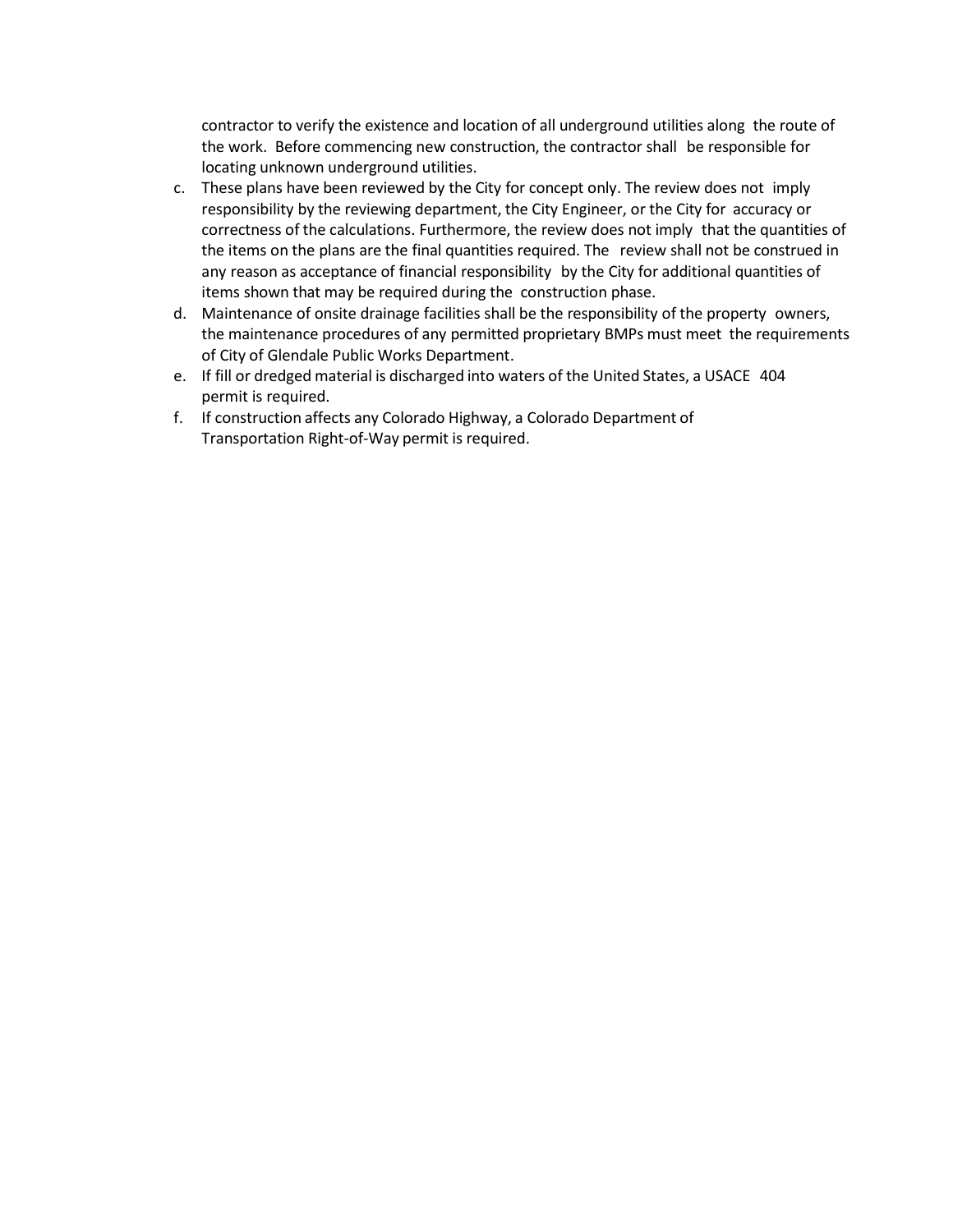contractor to verify the existence and location of all underground utilities along the route of the work. Before commencing new construction, the contractor shall be responsible for locating unknown underground utilities.

c. These plans have been reviewed by the City for concept only. The review does not imply responsibility by the reviewing department, the City Engineer, or the City for accuracy or correctness of the calculations. Furthermore, the review does not imply that the quantities of the items on the plans are the final quantities required. The review shall not be construed in any reason as acceptance of financial responsibility by the City for additional quantities of items shown that may be required during the construction phase.
d. Maintenance of onsite drainage facilities shall be the responsibility of the property owners, the maintenance procedures of any permitted proprietary BMPs must meet the requirements of City of Glendale Public Works Department.
e. If fill or dredged material is discharged into waters of the United States, a USACE 404 permit is required.
f. If construction affects any Colorado Highway, a Colorado Department of Transportation Right-of-Way permit is required.